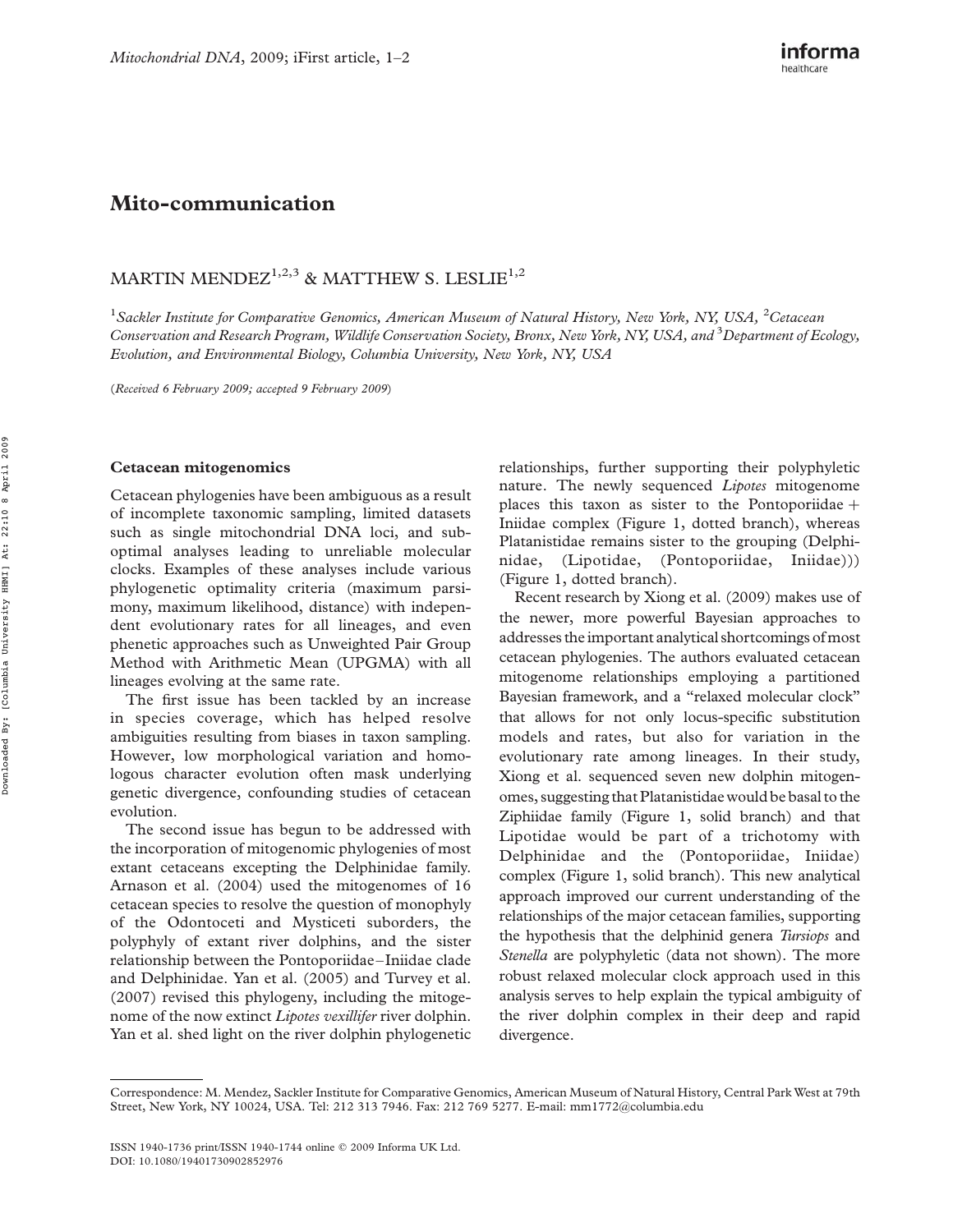# Mito-communication

MARTIN MENDEZ[1,2,3] & MATTHEW S. LESLIE[1,2]

[1]*Sackler Institute for Comparative Genomics, American Museum of Natural History, New York, NY, USA,* [2]*Cetacean Conservation and Research Program, Wildlife Conservation Society, Bronx, New York, NY, USA, and* [3]*Department of Ecology, Evolution, and Environmental Biology, Columbia University, New York, NY, USA*

(*Received 6 February 2009; accepted 9 February 2009*)

## Cetacean mitogenomics

Cetacean phylogenies have been ambiguous as a result of incomplete taxonomic sampling, limited datasets such as single mitochondrial DNA loci, and suboptimal analyses leading to unreliable molecular clocks. Examples of these analyses include various phylogenetic optimality criteria (maximum parsimony, maximum likelihood, distance) with independent evolutionary rates for all lineages, and even phenetic approaches such as Unweighted Pair Group Method with Arithmetic Mean (UPGMA) with all lineages evolving at the same rate.

The first issue has been tackled by an increase in species coverage, which has helped resolve ambiguities resulting from biases in taxon sampling. However, low morphological variation and homologous character evolution often mask underlying genetic divergence, confounding studies of cetacean evolution.

The second issue has begun to be addressed with the incorporation of mitogenomic phylogenies of most extant cetaceans excepting the Delphinidae family. Arnason et al. (2004) used the mitogenomes of 16 cetacean species to resolve the question of monophyly of the Odontoceti and Mysticeti suborders, the polyphyly of extant river dolphins, and the sister relationship between the Pontoporiidae–Iniidae clade and Delphinidae. Yan et al. (2005) and Turvey et al. (2007) revised this phylogeny, including the mitogenome of the now extinct *Lipotes vexillifer* river dolphin. Yan et al. shed light on the river dolphin phylogenetic relationships, further supporting their polyphyletic nature. The newly sequenced *Lipotes* mitogenome places this taxon as sister to the Pontoporiidae + Iniidae complex (Figure 1, dotted branch), whereas Platanistidae remains sister to the grouping (Delphinidae, (Lipotidae, (Pontoporiidae, Iniidae))) (Figure 1, dotted branch).

Recent research by Xiong et al. (2009) makes use of the newer, more powerful Bayesian approaches to addresses the important analytical shortcomings of most cetacean phylogenies. The authors evaluated cetacean mitogenome relationships employing a partitioned Bayesian framework, and a "relaxed molecular clock" that allows for not only locus-specific substitution models and rates, but also for variation in the evolutionary rate among lineages. In their study, Xiong et al. sequenced seven new dolphin mitogenomes, suggesting that Platanistidae would be basal to the Ziphiidae family (Figure 1, solid branch) and that Lipotidae would be part of a trichotomy with Delphinidae and the (Pontoporiidae, Iniidae) complex (Figure 1, solid branch). This new analytical approach improved our current understanding of the relationships of the major cetacean families, supporting the hypothesis that the delphinid genera *Tursiops* and *Stenella* are polyphyletic (data not shown). The more robust relaxed molecular clock approach used in this analysis serves to help explain the typical ambiguity of the river dolphin complex in their deep and rapid divergence.

Correspondence: M. Mendez, Sackler Institute for Comparative Genomics, American Museum of Natural History, Central Park West at 79th Street, New York, NY 10024, USA. Tel: 212 313 7946. Fax: 212 769 5277. E-mail: mm1772@columbia.edu

ISSN 1940-1736 print/ISSN 1940-1744 online © 2009 Informa UK Ltd.
DOI: 10.1080/19401730902852976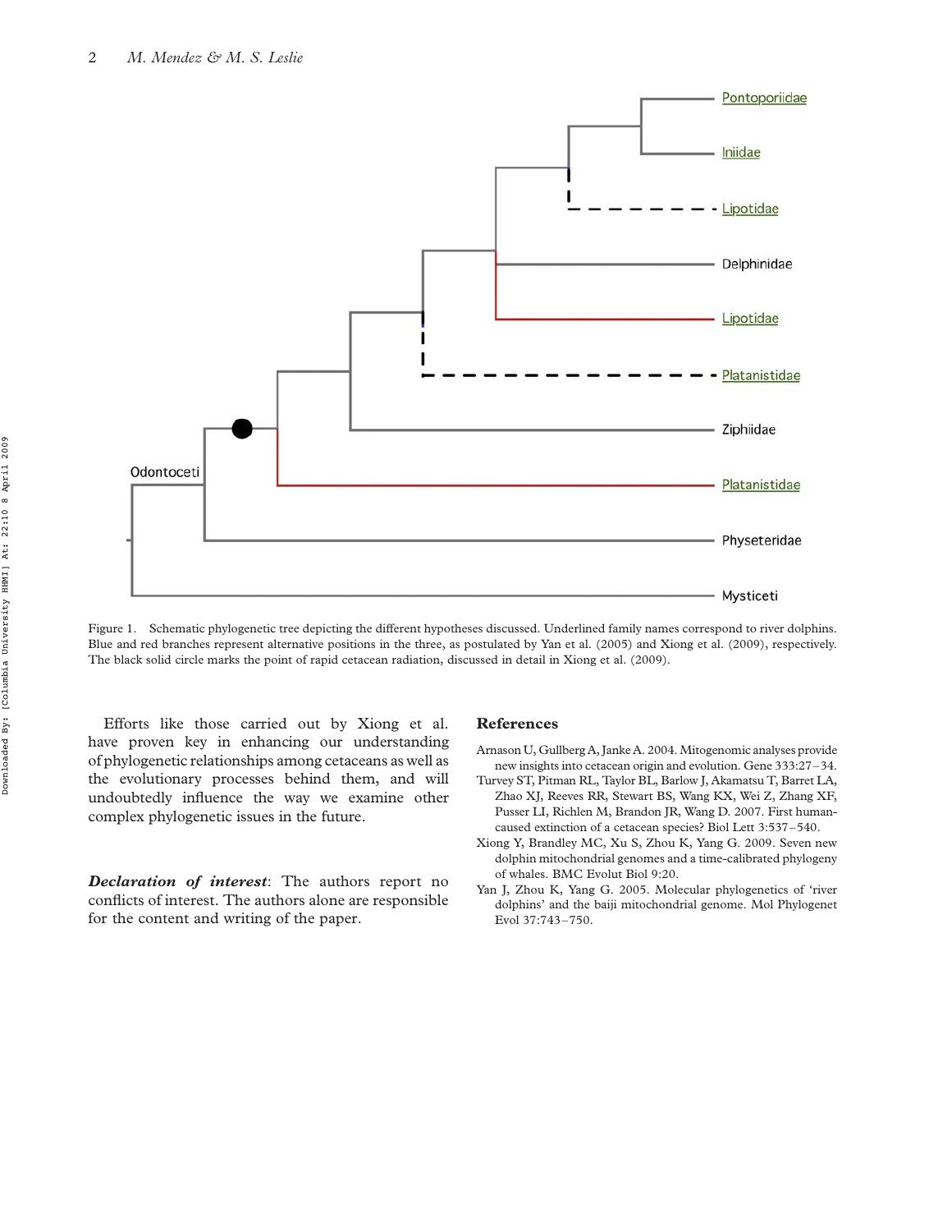Pontoporiidae

Iniidae

Lipotidae

Delphinidae

Lipotidae

Platanistidae

Ziphiidae

Odontoceti

Platanistidae

Physeteridae

Mysticeti

Figure 1. Schematic phylogenetic tree depicting the different hypotheses discussed. Underlined family names correspond to river dolphins. Blue and red branches represent alternative positions in the three, as postulated by Yan et al. (2005) and Xiong et al. (2009), respectively. The black solid circle marks the point of rapid cetacean radiation, discussed in detail in Xiong et al. (2009).

Efforts like those carried out by Xiong et al. have proven key in enhancing our understanding of phylogenetic relationships among cetaceans as well as the evolutionary processes behind them, and will undoubtedly influence the way we examine other complex phylogenetic issues in the future.

***Declaration of interest***: The authors report no conflicts of interest. The authors alone are responsible for the content and writing of the paper.

## References

Arnason U, Gullberg A, Janke A. 2004. Mitogenomic analyses provide new insights into cetacean origin and evolution. Gene 333:27–34.

Turvey ST, Pitman RL, Taylor BL, Barlow J, Akamatsu T, Barret LA, Zhao XJ, Reeves RR, Stewart BS, Wang KX, Wei Z, Zhang XF, Pusser LI, Richlen M, Brandon JR, Wang D. 2007. First human-caused extinction of a cetacean species? Biol Lett 3:537–540.

Xiong Y, Brandley MC, Xu S, Zhou K, Yang G. 2009. Seven new dolphin mitochondrial genomes and a time-calibrated phylogeny of whales. BMC Evolut Biol 9:20.

Yan J, Zhou K, Yang G. 2005. Molecular phylogenetics of 'river dolphins' and the baiji mitochondrial genome. Mol Phylogenet Evol 37:743–750.